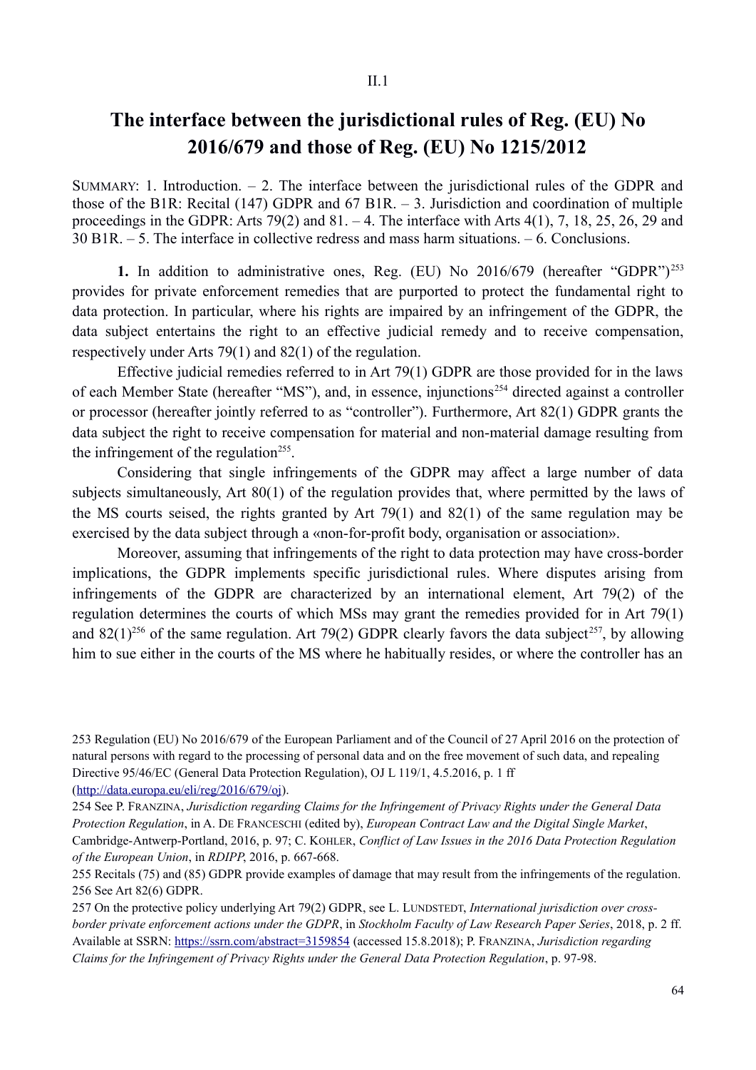II.1

# The interface between the jurisdictional rules of Reg. (EU) No 2016/679 and those of Reg. (EU) No 1215/2012

SUMMARY: 1. Introduction. – 2. The interface between the jurisdictional rules of the GDPR and those of the B1R: Recital (147) GDPR and 67 B1R. – 3. Jurisdiction and coordination of multiple proceedings in the GDPR: Arts 79(2) and 81. – 4. The interface with Arts 4(1), 7, 18, 25, 26, 29 and 30 B1R. – 5. The interface in collective redress and mass harm situations. – 6. Conclusions.

**1.** In addition to administrative ones, Reg. (EU) No 2016/679 (hereafter "GDPR")[253] provides for private enforcement remedies that are purported to protect the fundamental right to data protection. In particular, where his rights are impaired by an infringement of the GDPR, the data subject entertains the right to an effective judicial remedy and to receive compensation, respectively under Arts 79(1) and 82(1) of the regulation.

Effective judicial remedies referred to in Art 79(1) GDPR are those provided for in the laws of each Member State (hereafter "MS"), and, in essence, injunctions[254] directed against a controller or processor (hereafter jointly referred to as "controller"). Furthermore, Art 82(1) GDPR grants the data subject the right to receive compensation for material and non-material damage resulting from the infringement of the regulation[255].

Considering that single infringements of the GDPR may affect a large number of data subjects simultaneously, Art 80(1) of the regulation provides that, where permitted by the laws of the MS courts seised, the rights granted by Art 79(1) and 82(1) of the same regulation may be exercised by the data subject through a «non-for-profit body, organisation or association».

Moreover, assuming that infringements of the right to data protection may have cross-border implications, the GDPR implements specific jurisdictional rules. Where disputes arising from infringements of the GDPR are characterized by an international element, Art 79(2) of the regulation determines the courts of which MSs may grant the remedies provided for in Art 79(1) and 82(1)[256] of the same regulation. Art 79(2) GDPR clearly favors the data subject[257], by allowing him to sue either in the courts of the MS where he habitually resides, or where the controller has an

---

253 Regulation (EU) No 2016/679 of the European Parliament and of the Council of 27 April 2016 on the protection of natural persons with regard to the processing of personal data and on the free movement of such data, and repealing Directive 95/46/EC (General Data Protection Regulation), OJ L 119/1, 4.5.2016, p. 1 ff (http://data.europa.eu/eli/reg/2016/679/oj).

254 See P. FRANZINA, *Jurisdiction regarding Claims for the Infringement of Privacy Rights under the General Data Protection Regulation*, in A. DE FRANCESCHI (edited by), *European Contract Law and the Digital Single Market*, Cambridge-Antwerp-Portland, 2016, p. 97; C. KOHLER, *Conflict of Law Issues in the 2016 Data Protection Regulation of the European Union*, in *RDIPP*, 2016, p. 667-668.

255 Recitals (75) and (85) GDPR provide examples of damage that may result from the infringements of the regulation.

256 See Art 82(6) GDPR.

257 On the protective policy underlying Art 79(2) GDPR, see L. LUNDSTEDT, *International jurisdiction over cross-border private enforcement actions under the GDPR*, in *Stockholm Faculty of Law Research Paper Series*, 2018, p. 2 ff. Available at SSRN: https://ssrn.com/abstract=3159854 (accessed 15.8.2018); P. FRANZINA, *Jurisdiction regarding Claims for the Infringement of Privacy Rights under the General Data Protection Regulation*, p. 97-98.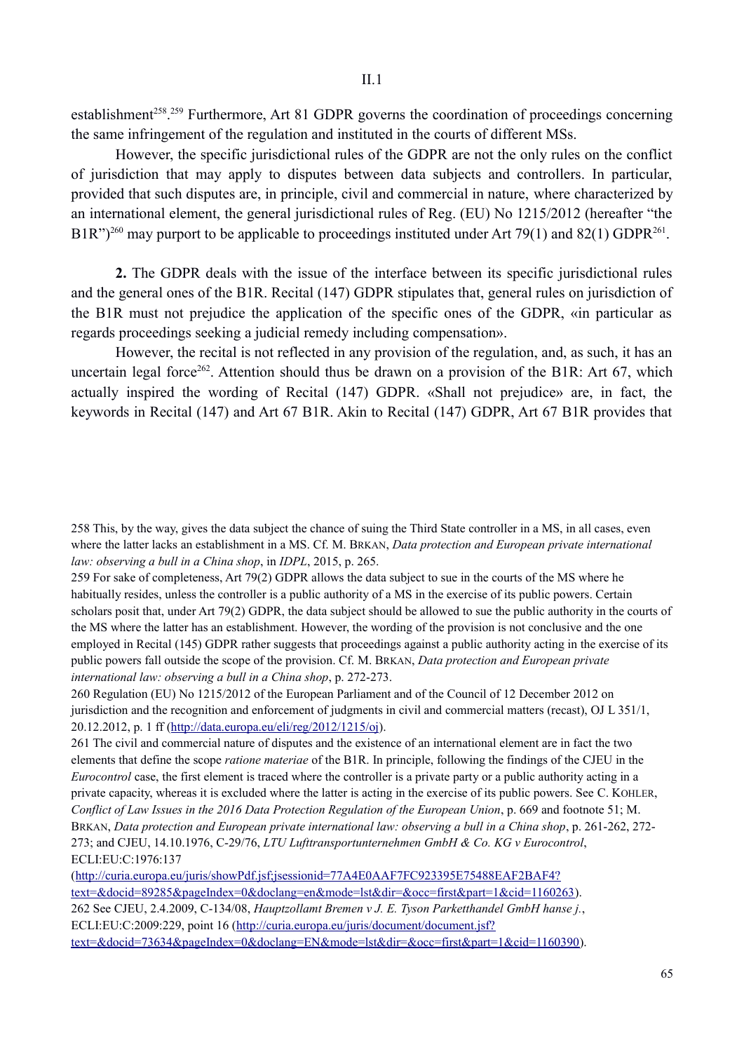establishment[258].[259] Furthermore, Art 81 GDPR governs the coordination of proceedings concerning the same infringement of the regulation and instituted in the courts of different MSs.

However, the specific jurisdictional rules of the GDPR are not the only rules on the conflict of jurisdiction that may apply to disputes between data subjects and controllers. In particular, provided that such disputes are, in principle, civil and commercial in nature, where characterized by an international element, the general jurisdictional rules of Reg. (EU) No 1215/2012 (hereafter "the B1R")[260] may purport to be applicable to proceedings instituted under Art 79(1) and 82(1) GDPR[261].

**2.** The GDPR deals with the issue of the interface between its specific jurisdictional rules and the general ones of the B1R. Recital (147) GDPR stipulates that, general rules on jurisdiction of the B1R must not prejudice the application of the specific ones of the GDPR, «in particular as regards proceedings seeking a judicial remedy including compensation».

However, the recital is not reflected in any provision of the regulation, and, as such, it has an uncertain legal force[262]. Attention should thus be drawn on a provision of the B1R: Art 67, which actually inspired the wording of Recital (147) GDPR. «Shall not prejudice» are, in fact, the keywords in Recital (147) and Art 67 B1R. Akin to Recital (147) GDPR, Art 67 B1R provides that

258 This, by the way, gives the data subject the chance of suing the Third State controller in a MS, in all cases, even where the latter lacks an establishment in a MS. Cf. M. BRKAN, *Data protection and European private international law: observing a bull in a China shop*, in *IDPL*, 2015, p. 265.

259 For sake of completeness, Art 79(2) GDPR allows the data subject to sue in the courts of the MS where he habitually resides, unless the controller is a public authority of a MS in the exercise of its public powers. Certain scholars posit that, under Art 79(2) GDPR, the data subject should be allowed to sue the public authority in the courts of the MS where the latter has an establishment. However, the wording of the provision is not conclusive and the one employed in Recital (145) GDPR rather suggests that proceedings against a public authority acting in the exercise of its public powers fall outside the scope of the provision. Cf. M. BRKAN, *Data protection and European private international law: observing a bull in a China shop*, p. 272-273.

260 Regulation (EU) No 1215/2012 of the European Parliament and of the Council of 12 December 2012 on jurisdiction and the recognition and enforcement of judgments in civil and commercial matters (recast), OJ L 351/1, 20.12.2012, p. 1 ff (http://data.europa.eu/eli/reg/2012/1215/oj).

261 The civil and commercial nature of disputes and the existence of an international element are in fact the two elements that define the scope *ratione materiae* of the B1R. In principle, following the findings of the CJEU in the *Eurocontrol* case, the first element is traced where the controller is a private party or a public authority acting in a private capacity, whereas it is excluded where the latter is acting in the exercise of its public powers. See C. KOHLER, *Conflict of Law Issues in the 2016 Data Protection Regulation of the European Union*, p. 669 and footnote 51; M. BRKAN, *Data protection and European private international law: observing a bull in a China shop*, p. 261-262, 272-273; and CJEU, 14.10.1976, C-29/76, *LTU Lufttransportunternehmen GmbH & Co. KG v Eurocontrol*, ECLI:EU:C:1976:137 (http://curia.europa.eu/juris/showPdf.jsf;jsessionid=77A4E0AAF7FC923395E75488EAF2BAF4?text=&docid=89285&pageIndex=0&doclang=en&mode=lst&dir=&occ=first&part=1&cid=1160263).

262 See CJEU, 2.4.2009, C-134/08, *Hauptzollamt Bremen v J. E. Tyson Parketthandel GmbH hanse j.*, ECLI:EU:C:2009:229, point 16 (http://curia.europa.eu/juris/document/document.jsf?text=&docid=73634&pageIndex=0&doclang=EN&mode=lst&dir=&occ=first&part=1&cid=1160390).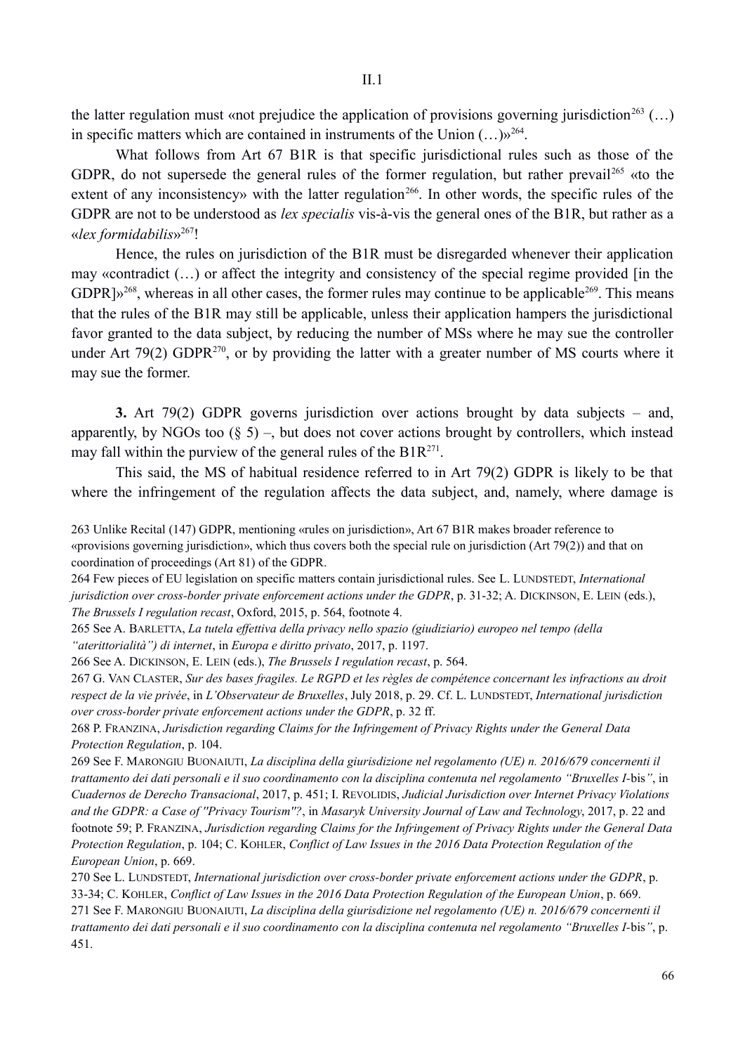the latter regulation must «not prejudice the application of provisions governing jurisdiction[263] (…) in specific matters which are contained in instruments of the Union (…)»[264].

What follows from Art 67 B1R is that specific jurisdictional rules such as those of the GDPR, do not supersede the general rules of the former regulation, but rather prevail[265] «to the extent of any inconsistency» with the latter regulation[266]. In other words, the specific rules of the GDPR are not to be understood as *lex specialis* vis-à-vis the general ones of the B1R, but rather as a «*lex formidabilis*»[267]!

Hence, the rules on jurisdiction of the B1R must be disregarded whenever their application may «contradict (…) or affect the integrity and consistency of the special regime provided [in the GDPR]»[268], whereas in all other cases, the former rules may continue to be applicable[269]. This means that the rules of the B1R may still be applicable, unless their application hampers the jurisdictional favor granted to the data subject, by reducing the number of MSs where he may sue the controller under Art 79(2) GDPR[270], or by providing the latter with a greater number of MS courts where it may sue the former.

**3.** Art 79(2) GDPR governs jurisdiction over actions brought by data subjects – and, apparently, by NGOs too (§ 5) –, but does not cover actions brought by controllers, which instead may fall within the purview of the general rules of the B1R[271].

This said, the MS of habitual residence referred to in Art 79(2) GDPR is likely to be that where the infringement of the regulation affects the data subject, and, namely, where damage is

263 Unlike Recital (147) GDPR, mentioning «rules on jurisdiction», Art 67 B1R makes broader reference to «provisions governing jurisdiction», which thus covers both the special rule on jurisdiction (Art 79(2)) and that on coordination of proceedings (Art 81) of the GDPR.

264 Few pieces of EU legislation on specific matters contain jurisdictional rules. See L. LUNDSTEDT, *International jurisdiction over cross-border private enforcement actions under the GDPR*, p. 31-32; A. DICKINSON, E. LEIN (eds.), *The Brussels I regulation recast*, Oxford, 2015, p. 564, footnote 4.

265 See A. BARLETTA, *La tutela effettiva della privacy nello spazio (giudiziario) europeo nel tempo (della "aterittorialità") di internet*, in *Europa e diritto privato*, 2017, p. 1197.

266 See A. DICKINSON, E. LEIN (eds.), *The Brussels I regulation recast*, p. 564.

267 G. VAN CLASTER, *Sur des bases fragiles. Le RGPD et les règles de compétence concernant les infractions au droit respect de la vie privée*, in *L'Observateur de Bruxelles*, July 2018, p. 29. Cf. L. LUNDSTEDT, *International jurisdiction over cross-border private enforcement actions under the GDPR*, p. 32 ff.

268 P. FRANZINA, *Jurisdiction regarding Claims for the Infringement of Privacy Rights under the General Data Protection Regulation*, p. 104.

269 See F. MARONGIU BUONAIUTI, *La disciplina della giurisdizione nel regolamento (UE) n. 2016/679 concernenti il trattamento dei dati personali e il suo coordinamento con la disciplina contenuta nel regolamento "Bruxelles I-bis"*, in *Cuadernos de Derecho Transacional*, 2017, p. 451; I. REVOLIDIS, *Judicial Jurisdiction over Internet Privacy Violations and the GDPR: a Case of "Privacy Tourism"?*, in *Masaryk University Journal of Law and Technology*, 2017, p. 22 and footnote 59; P. FRANZINA, *Jurisdiction regarding Claims for the Infringement of Privacy Rights under the General Data Protection Regulation*, p. 104; C. KOHLER, *Conflict of Law Issues in the 2016 Data Protection Regulation of the European Union*, p. 669.

270 See L. LUNDSTEDT, *International jurisdiction over cross-border private enforcement actions under the GDPR*, p. 33-34; C. KOHLER, *Conflict of Law Issues in the 2016 Data Protection Regulation of the European Union*, p. 669.

271 See F. MARONGIU BUONAIUTI, *La disciplina della giurisdizione nel regolamento (UE) n. 2016/679 concernenti il trattamento dei dati personali e il suo coordinamento con la disciplina contenuta nel regolamento "Bruxelles I-bis"*, p. 451.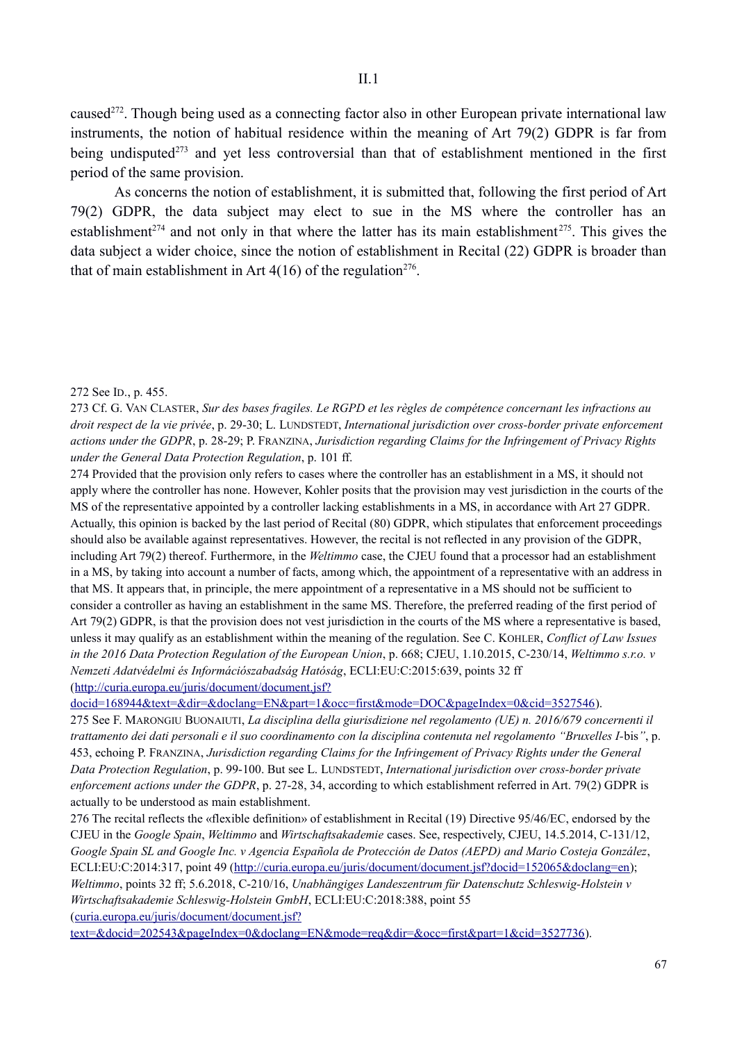caused[272]. Though being used as a connecting factor also in other European private international law instruments, the notion of habitual residence within the meaning of Art 79(2) GDPR is far from being undisputed[273] and yet less controversial than that of establishment mentioned in the first period of the same provision.

As concerns the notion of establishment, it is submitted that, following the first period of Art 79(2) GDPR, the data subject may elect to sue in the MS where the controller has an establishment[274] and not only in that where the latter has its main establishment[275]. This gives the data subject a wider choice, since the notion of establishment in Recital (22) GDPR is broader than that of main establishment in Art 4(16) of the regulation[276].

---

272 See ID., p. 455.

273 Cf. G. VAN CLASTER, *Sur des bases fragiles. Le RGPD et les règles de compétence concernant les infractions au droit respect de la vie privée*, p. 29-30; L. LUNDSTEDT, *International jurisdiction over cross-border private enforcement actions under the GDPR*, p. 28-29; P. FRANZINA, *Jurisdiction regarding Claims for the Infringement of Privacy Rights under the General Data Protection Regulation*, p. 101 ff.

274 Provided that the provision only refers to cases where the controller has an establishment in a MS, it should not apply where the controller has none. However, Kohler posits that the provision may vest jurisdiction in the courts of the MS of the representative appointed by a controller lacking establishments in a MS, in accordance with Art 27 GDPR. Actually, this opinion is backed by the last period of Recital (80) GDPR, which stipulates that enforcement proceedings should also be available against representatives. However, the recital is not reflected in any provision of the GDPR, including Art 79(2) thereof. Furthermore, in the *Weltimmo* case, the CJEU found that a processor had an establishment in a MS, by taking into account a number of facts, among which, the appointment of a representative with an address in that MS. It appears that, in principle, the mere appointment of a representative in a MS should not be sufficient to consider a controller as having an establishment in the same MS. Therefore, the preferred reading of the first period of Art 79(2) GDPR, is that the provision does not vest jurisdiction in the courts of the MS where a representative is based, unless it may qualify as an establishment within the meaning of the regulation. See C. KOHLER, *Conflict of Law Issues in the 2016 Data Protection Regulation of the European Union*, p. 668; CJEU, 1.10.2015, C-230/14, *Weltimmo s.r.o. v Nemzeti Adatvédelmi és Információszabadság Hatóság*, ECLI:EU:C:2015:639, points 32 ff (http://curia.europa.eu/juris/document/document.jsf?docid=168944&text=&dir=&doclang=EN&part=1&occ=first&mode=DOC&pageIndex=0&cid=3527546).

275 See F. MARONGIU BUONAIUTI, *La disciplina della giurisdizione nel regolamento (UE) n. 2016/679 concernenti il trattamento dei dati personali e il suo coordinamento con la disciplina contenuta nel regolamento "Bruxelles I-*bis*"*, p. 453, echoing P. FRANZINA, *Jurisdiction regarding Claims for the Infringement of Privacy Rights under the General Data Protection Regulation*, p. 99-100. But see L. LUNDSTEDT, *International jurisdiction over cross-border private enforcement actions under the GDPR*, p. 27-28, 34, according to which establishment referred in Art. 79(2) GDPR is actually to be understood as main establishment.

276 The recital reflects the «flexible definition» of establishment in Recital (19) Directive 95/46/EC, endorsed by the CJEU in the *Google Spain*, *Weltimmo* and *Wirtschaftsakademie* cases. See, respectively, CJEU, 14.5.2014, C-131/12, *Google Spain SL and Google Inc. v Agencia Española de Protección de Datos (AEPD) and Mario Costeja González*, ECLI:EU:C:2014:317, point 49 (http://curia.europa.eu/juris/document/document.jsf?docid=152065&doclang=en); *Weltimmo*, points 32 ff; 5.6.2018, C-210/16, *Unabhängiges Landeszentrum für Datenschutz Schleswig-Holstein v Wirtschaftsakademie Schleswig-Holstein GmbH*, ECLI:EU:C:2018:388, point 55 (curia.europa.eu/juris/document/document.jsf?text=&docid=202543&pageIndex=0&doclang=EN&mode=req&dir=&occ=first&part=1&cid=3527736).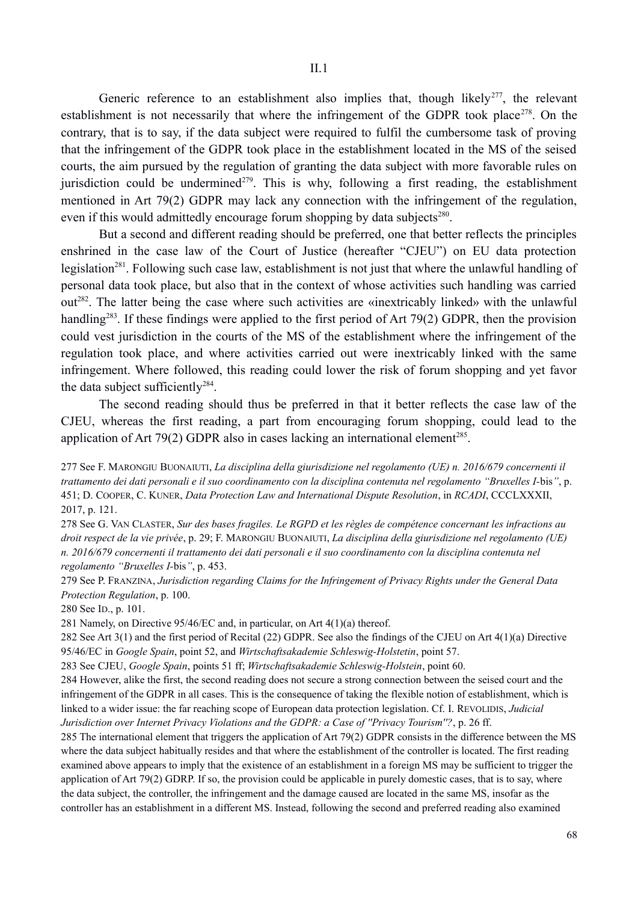Generic reference to an establishment also implies that, though likely[277], the relevant establishment is not necessarily that where the infringement of the GDPR took place[278]. On the contrary, that is to say, if the data subject were required to fulfil the cumbersome task of proving that the infringement of the GDPR took place in the establishment located in the MS of the seised courts, the aim pursued by the regulation of granting the data subject with more favorable rules on jurisdiction could be undermined[279]. This is why, following a first reading, the establishment mentioned in Art 79(2) GDPR may lack any connection with the infringement of the regulation, even if this would admittedly encourage forum shopping by data subjects[280].

But a second and different reading should be preferred, one that better reflects the principles enshrined in the case law of the Court of Justice (hereafter "CJEU") on EU data protection legislation[281]. Following such case law, establishment is not just that where the unlawful handling of personal data took place, but also that in the context of whose activities such handling was carried out[282]. The latter being the case where such activities are «inextricably linked» with the unlawful handling[283]. If these findings were applied to the first period of Art 79(2) GDPR, then the provision could vest jurisdiction in the courts of the MS of the establishment where the infringement of the regulation took place, and where activities carried out were inextricably linked with the same infringement. Where followed, this reading could lower the risk of forum shopping and yet favor the data subject sufficiently[284].

The second reading should thus be preferred in that it better reflects the case law of the CJEU, whereas the first reading, a part from encouraging forum shopping, could lead to the application of Art 79(2) GDPR also in cases lacking an international element[285].

277 See F. Marongiu Buonaiuti, *La disciplina della giurisdizione nel regolamento (UE) n. 2016/679 concernenti il trattamento dei dati personali e il suo coordinamento con la disciplina contenuta nel regolamento "Bruxelles I-*bis*"*, p. 451; D. Cooper, C. Kuner, *Data Protection Law and International Dispute Resolution*, in *RCADI*, CCCLXXXII, 2017, p. 121.

278 See G. Van Claster, *Sur des bases fragiles. Le RGPD et les règles de compétence concernant les infractions au droit respect de la vie privée*, p. 29; F. Marongiu Buonaiuti, *La disciplina della giurisdizione nel regolamento (UE) n. 2016/679 concernenti il trattamento dei dati personali e il suo coordinamento con la disciplina contenuta nel regolamento "Bruxelles I-*bis*"*, p. 453.

279 See P. Franzina, *Jurisdiction regarding Claims for the Infringement of Privacy Rights under the General Data Protection Regulation*, p. 100.

280 See Id., p. 101.

281 Namely, on Directive 95/46/EC and, in particular, on Art 4(1)(a) thereof.

282 See Art 3(1) and the first period of Recital (22) GDPR. See also the findings of the CJEU on Art 4(1)(a) Directive 95/46/EC in *Google Spain*, point 52, and *Wirtschaftsakademie Schleswig-Holstetin*, point 57.

283 See CJEU, *Google Spain*, points 51 ff; *Wirtschaftsakademie Schleswig-Holstein*, point 60.

284 However, alike the first, the second reading does not secure a strong connection between the seised court and the infringement of the GDPR in all cases. This is the consequence of taking the flexible notion of establishment, which is linked to a wider issue: the far reaching scope of European data protection legislation. Cf. I. Revolidis, *Judicial Jurisdiction over Internet Privacy Violations and the GDPR: a Case of "Privacy Tourism"?*, p. 26 ff.

285 The international element that triggers the application of Art 79(2) GDPR consists in the difference between the MS where the data subject habitually resides and that where the establishment of the controller is located. The first reading examined above appears to imply that the existence of an establishment in a foreign MS may be sufficient to trigger the application of Art 79(2) GDRP. If so, the provision could be applicable in purely domestic cases, that is to say, where the data subject, the controller, the infringement and the damage caused are located in the same MS, insofar as the controller has an establishment in a different MS. Instead, following the second and preferred reading also examined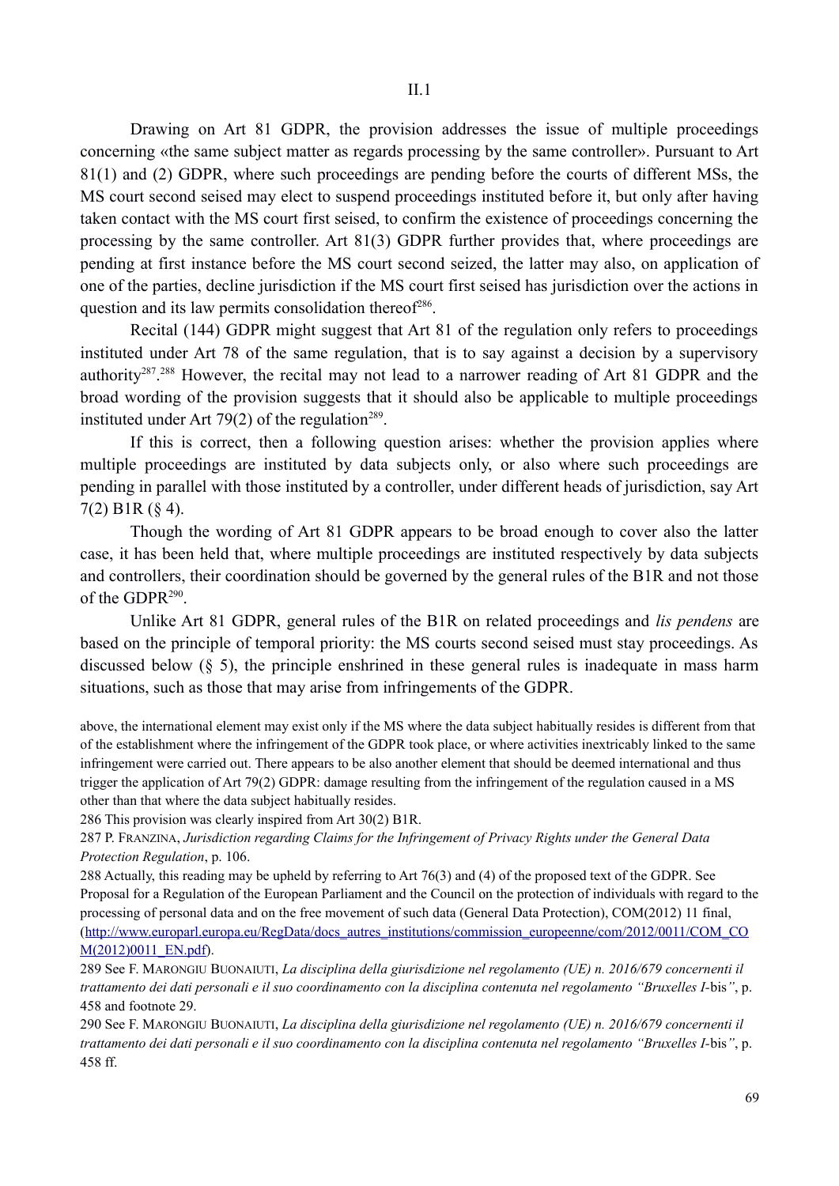## II.1

Drawing on Art 81 GDPR, the provision addresses the issue of multiple proceedings concerning «the same subject matter as regards processing by the same controller». Pursuant to Art 81(1) and (2) GDPR, where such proceedings are pending before the courts of different MSs, the MS court second seised may elect to suspend proceedings instituted before it, but only after having taken contact with the MS court first seised, to confirm the existence of proceedings concerning the processing by the same controller. Art 81(3) GDPR further provides that, where proceedings are pending at first instance before the MS court second seized, the latter may also, on application of one of the parties, decline jurisdiction if the MS court first seised has jurisdiction over the actions in question and its law permits consolidation thereof[286].

Recital (144) GDPR might suggest that Art 81 of the regulation only refers to proceedings instituted under Art 78 of the same regulation, that is to say against a decision by a supervisory authority[287].[288] However, the recital may not lead to a narrower reading of Art 81 GDPR and the broad wording of the provision suggests that it should also be applicable to multiple proceedings instituted under Art 79(2) of the regulation[289].

If this is correct, then a following question arises: whether the provision applies where multiple proceedings are instituted by data subjects only, or also where such proceedings are pending in parallel with those instituted by a controller, under different heads of jurisdiction, say Art 7(2) B1R (§ 4).

Though the wording of Art 81 GDPR appears to be broad enough to cover also the latter case, it has been held that, where multiple proceedings are instituted respectively by data subjects and controllers, their coordination should be governed by the general rules of the B1R and not those of the GDPR[290].

Unlike Art 81 GDPR, general rules of the B1R on related proceedings and *lis pendens* are based on the principle of temporal priority: the MS courts second seised must stay proceedings. As discussed below (§ 5), the principle enshrined in these general rules is inadequate in mass harm situations, such as those that may arise from infringements of the GDPR.

---

above, the international element may exist only if the MS where the data subject habitually resides is different from that of the establishment where the infringement of the GDPR took place, or where activities inextricably linked to the same infringement were carried out. There appears to be also another element that should be deemed international and thus trigger the application of Art 79(2) GDPR: damage resulting from the infringement of the regulation caused in a MS other than that where the data subject habitually resides.

286 This provision was clearly inspired from Art 30(2) B1R.

287 P. FRANZINA, *Jurisdiction regarding Claims for the Infringement of Privacy Rights under the General Data Protection Regulation*, p. 106.

288 Actually, this reading may be upheld by referring to Art 76(3) and (4) of the proposed text of the GDPR. See Proposal for a Regulation of the European Parliament and the Council on the protection of individuals with regard to the processing of personal data and on the free movement of such data (General Data Protection), COM(2012) 11 final, (http://www.europarl.europa.eu/RegData/docs_autres_institutions/commission_europeenne/com/2012/0011/COM_COM(2012)0011_EN.pdf).

289 See F. MARONGIU BUONAIUTI, *La disciplina della giurisdizione nel regolamento (UE) n. 2016/679 concernenti il trattamento dei dati personali e il suo coordinamento con la disciplina contenuta nel regolamento "Bruxelles I-*bis*"*, p. 458 and footnote 29.

290 See F. MARONGIU BUONAIUTI, *La disciplina della giurisdizione nel regolamento (UE) n. 2016/679 concernenti il trattamento dei dati personali e il suo coordinamento con la disciplina contenuta nel regolamento "Bruxelles I-*bis*"*, p. 458 ff.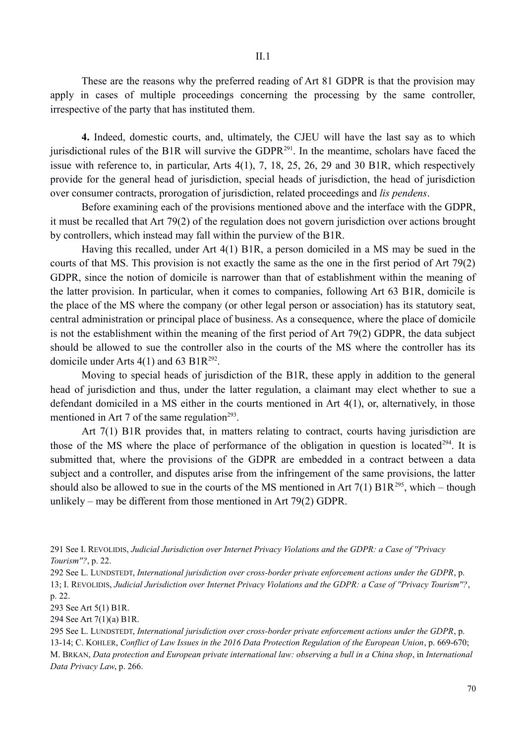These are the reasons why the preferred reading of Art 81 GDPR is that the provision may apply in cases of multiple proceedings concerning the processing by the same controller, irrespective of the party that has instituted them.

**4.** Indeed, domestic courts, and, ultimately, the CJEU will have the last say as to which jurisdictional rules of the B1R will survive the GDPR[291]. In the meantime, scholars have faced the issue with reference to, in particular, Arts 4(1), 7, 18, 25, 26, 29 and 30 B1R, which respectively provide for the general head of jurisdiction, special heads of jurisdiction, the head of jurisdiction over consumer contracts, prorogation of jurisdiction, related proceedings and *lis pendens*.

Before examining each of the provisions mentioned above and the interface with the GDPR, it must be recalled that Art 79(2) of the regulation does not govern jurisdiction over actions brought by controllers, which instead may fall within the purview of the B1R.

Having this recalled, under Art 4(1) B1R, a person domiciled in a MS may be sued in the courts of that MS. This provision is not exactly the same as the one in the first period of Art 79(2) GDPR, since the notion of domicile is narrower than that of establishment within the meaning of the latter provision. In particular, when it comes to companies, following Art 63 B1R, domicile is the place of the MS where the company (or other legal person or association) has its statutory seat, central administration or principal place of business. As a consequence, where the place of domicile is not the establishment within the meaning of the first period of Art 79(2) GDPR, the data subject should be allowed to sue the controller also in the courts of the MS where the controller has its domicile under Arts 4(1) and 63 B1R[292].

Moving to special heads of jurisdiction of the B1R, these apply in addition to the general head of jurisdiction and thus, under the latter regulation, a claimant may elect whether to sue a defendant domiciled in a MS either in the courts mentioned in Art 4(1), or, alternatively, in those mentioned in Art 7 of the same regulation[293].

Art 7(1) B1R provides that, in matters relating to contract, courts having jurisdiction are those of the MS where the place of performance of the obligation in question is located[294]. It is submitted that, where the provisions of the GDPR are embedded in a contract between a data subject and a controller, and disputes arise from the infringement of the same provisions, the latter should also be allowed to sue in the courts of the MS mentioned in Art 7(1) B1R[295], which – though unlikely – may be different from those mentioned in Art 79(2) GDPR.

---

291 See I. Revolidis, *Judicial Jurisdiction over Internet Privacy Violations and the GDPR: a Case of "Privacy Tourism"?*, p. 22.

292 See L. Lundstedt, *International jurisdiction over cross-border private enforcement actions under the GDPR*, p. 13; I. Revolidis, *Judicial Jurisdiction over Internet Privacy Violations and the GDPR: a Case of "Privacy Tourism"?*, p. 22.

293 See Art 5(1) B1R.

294 See Art 7(1)(a) B1R.

295 See L. Lundstedt, *International jurisdiction over cross-border private enforcement actions under the GDPR*, p. 13-14; C. Kohler, *Conflict of Law Issues in the 2016 Data Protection Regulation of the European Union*, p. 669-670; M. Brkan, *Data protection and European private international law: observing a bull in a China shop*, in *International Data Privacy Law*, p. 266.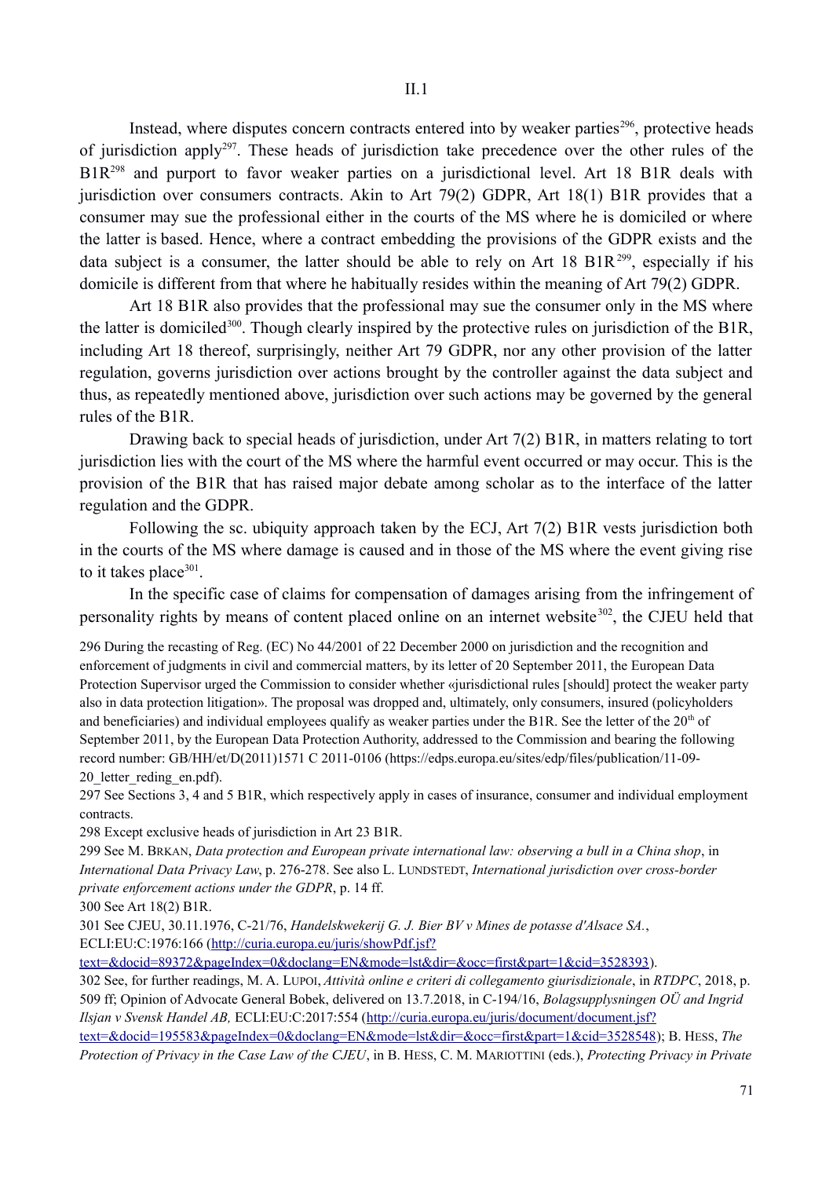Instead, where disputes concern contracts entered into by weaker parties[296], protective heads of jurisdiction apply[297]. These heads of jurisdiction take precedence over the other rules of the B1R[298] and purport to favor weaker parties on a jurisdictional level. Art 18 B1R deals with jurisdiction over consumers contracts. Akin to Art 79(2) GDPR, Art 18(1) B1R provides that a consumer may sue the professional either in the courts of the MS where he is domiciled or where the latter is based. Hence, where a contract embedding the provisions of the GDPR exists and the data subject is a consumer, the latter should be able to rely on Art 18 B1R[299], especially if his domicile is different from that where he habitually resides within the meaning of Art 79(2) GDPR.

Art 18 B1R also provides that the professional may sue the consumer only in the MS where the latter is domiciled[300]. Though clearly inspired by the protective rules on jurisdiction of the B1R, including Art 18 thereof, surprisingly, neither Art 79 GDPR, nor any other provision of the latter regulation, governs jurisdiction over actions brought by the controller against the data subject and thus, as repeatedly mentioned above, jurisdiction over such actions may be governed by the general rules of the B1R.

Drawing back to special heads of jurisdiction, under Art 7(2) B1R, in matters relating to tort jurisdiction lies with the court of the MS where the harmful event occurred or may occur. This is the provision of the B1R that has raised major debate among scholar as to the interface of the latter regulation and the GDPR.

Following the sc. ubiquity approach taken by the ECJ, Art 7(2) B1R vests jurisdiction both in the courts of the MS where damage is caused and in those of the MS where the event giving rise to it takes place[301].

In the specific case of claims for compensation of damages arising from the infringement of personality rights by means of content placed online on an internet website[302], the CJEU held that

296 During the recasting of Reg. (EC) No 44/2001 of 22 December 2000 on jurisdiction and the recognition and enforcement of judgments in civil and commercial matters, by its letter of 20 September 2011, the European Data Protection Supervisor urged the Commission to consider whether «jurisdictional rules [should] protect the weaker party also in data protection litigation». The proposal was dropped and, ultimately, only consumers, insured (policyholders and beneficiaries) and individual employees qualify as weaker parties under the B1R. See the letter of the 20th of September 2011, by the European Data Protection Authority, addressed to the Commission and bearing the following record number: GB/HH/et/D(2011)1571 C 2011-0106 (https://edps.europa.eu/sites/edp/files/publication/11-09-20_letter_reding_en.pdf).

297 See Sections 3, 4 and 5 B1R, which respectively apply in cases of insurance, consumer and individual employment contracts.

298 Except exclusive heads of jurisdiction in Art 23 B1R.

299 See M. BRKAN, *Data protection and European private international law: observing a bull in a China shop*, in *International Data Privacy Law*, p. 276-278. See also L. LUNDSTEDT, *International jurisdiction over cross-border private enforcement actions under the GDPR*, p. 14 ff.

300 See Art 18(2) B1R.

301 See CJEU, 30.11.1976, C-21/76, *Handelskwekerij G. J. Bier BV v Mines de potasse d'Alsace SA.*, ECLI:EU:C:1976:166 (http://curia.europa.eu/juris/showPdf.jsf?text=&docid=89372&pageIndex=0&doclang=EN&mode=lst&dir=&occ=first&part=1&cid=3528393).

302 See, for further readings, M. A. LUPOI, *Attività online e criteri di collegamento giurisdizionale*, in *RTDPC*, 2018, p. 509 ff; Opinion of Advocate General Bobek, delivered on 13.7.2018, in C-194/16, *Bolagsupplysningen OÜ and Ingrid Ilsjan v Svensk Handel AB,* ECLI:EU:C:2017:554 (http://curia.europa.eu/juris/document/document.jsf?text=&docid=195583&pageIndex=0&doclang=EN&mode=lst&dir=&occ=first&part=1&cid=3528548); B. HESS, *The Protection of Privacy in the Case Law of the CJEU*, in B. HESS, C. M. MARIOTTINI (eds.), *Protecting Privacy in Private*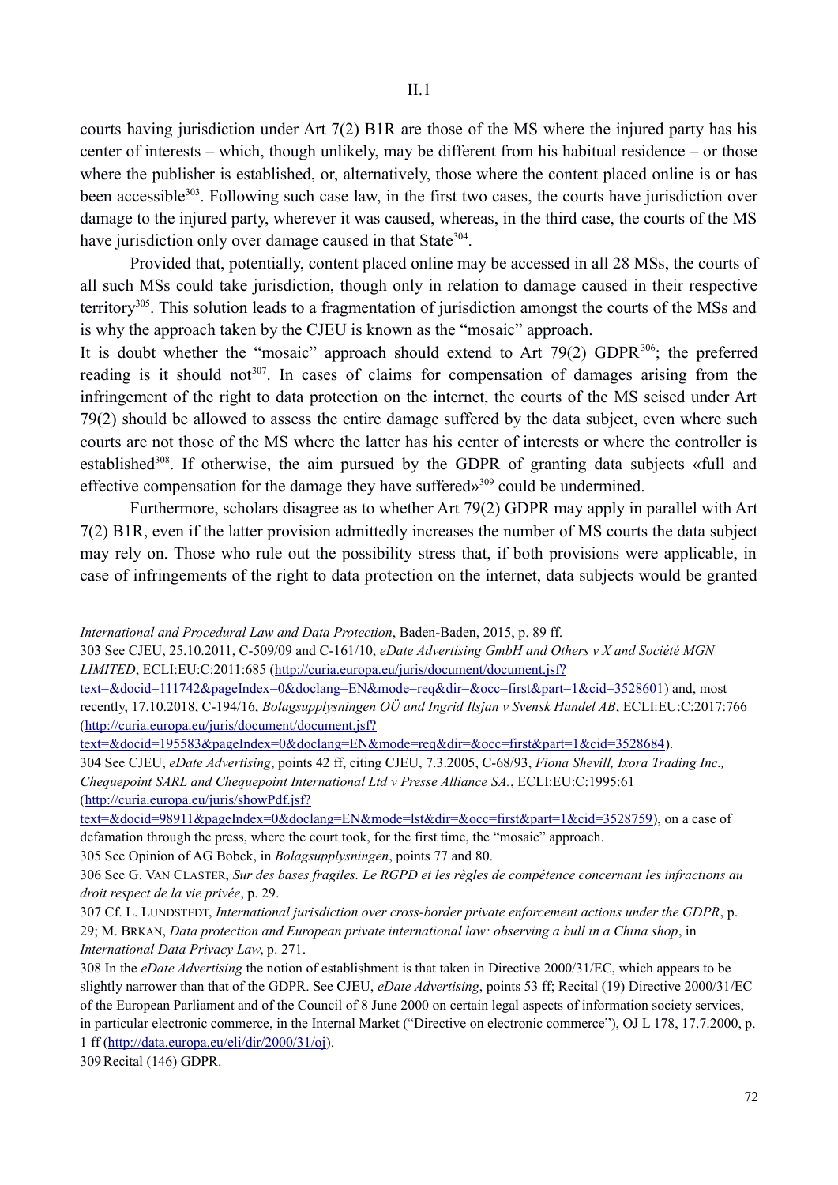courts having jurisdiction under Art 7(2) B1R are those of the MS where the injured party has his center of interests – which, though unlikely, may be different from his habitual residence – or those where the publisher is established, or, alternatively, those where the content placed online is or has been accessible[303]. Following such case law, in the first two cases, the courts have jurisdiction over damage to the injured party, wherever it was caused, whereas, in the third case, the courts of the MS have jurisdiction only over damage caused in that State[304].

Provided that, potentially, content placed online may be accessed in all 28 MSs, the courts of all such MSs could take jurisdiction, though only in relation to damage caused in their respective territory[305]. This solution leads to a fragmentation of jurisdiction amongst the courts of the MSs and is why the approach taken by the CJEU is known as the "mosaic" approach.

It is doubt whether the "mosaic" approach should extend to Art 79(2) GDPR[306]; the preferred reading is it should not[307]. In cases of claims for compensation of damages arising from the infringement of the right to data protection on the internet, the courts of the MS seised under Art 79(2) should be allowed to assess the entire damage suffered by the data subject, even where such courts are not those of the MS where the latter has his center of interests or where the controller is established[308]. If otherwise, the aim pursued by the GDPR of granting data subjects «full and effective compensation for the damage they have suffered»[309] could be undermined.

Furthermore, scholars disagree as to whether Art 79(2) GDPR may apply in parallel with Art 7(2) B1R, even if the latter provision admittedly increases the number of MS courts the data subject may rely on. Those who rule out the possibility stress that, if both provisions were applicable, in case of infringements of the right to data protection on the internet, data subjects would be granted

---

*International and Procedural Law and Data Protection*, Baden-Baden, 2015, p. 89 ff.

303 See CJEU, 25.10.2011, C-509/09 and C-161/10, *eDate Advertising GmbH and Others v X and Société MGN LIMITED*, ECLI:EU:C:2011:685 (http://curia.europa.eu/juris/document/document.jsf?text=&docid=111742&pageIndex=0&doclang=EN&mode=req&dir=&occ=first&part=1&cid=3528601) and, most recently, 17.10.2018, C-194/16, *Bolagsupplysningen OÜ and Ingrid Ilsjan v Svensk Handel AB*, ECLI:EU:C:2017:766 (http://curia.europa.eu/juris/document/document.jsf?text=&docid=195583&pageIndex=0&doclang=EN&mode=req&dir=&occ=first&part=1&cid=3528684).

304 See CJEU, *eDate Advertising*, points 42 ff, citing CJEU, 7.3.2005, C-68/93, *Fiona Shevill, Ixora Trading Inc., Chequepoint SARL and Chequepoint International Ltd v Presse Alliance SA.*, ECLI:EU:C:1995:61 (http://curia.europa.eu/juris/showPdf.jsf?text=&docid=98911&pageIndex=0&doclang=EN&mode=lst&dir=&occ=first&part=1&cid=3528759), on a case of defamation through the press, where the court took, for the first time, the "mosaic" approach.

305 See Opinion of AG Bobek, in *Bolagsupplysningen*, points 77 and 80.

306 See G. Van Claster, *Sur des bases fragiles. Le RGPD et les règles de compétence concernant les infractions au droit respect de la vie privée*, p. 29.

307 Cf. L. Lundstedt, *International jurisdiction over cross-border private enforcement actions under the GDPR*, p. 29; M. Brkan, *Data protection and European private international law: observing a bull in a China shop*, in *International Data Privacy Law*, p. 271.

308 In the *eDate Advertising* the notion of establishment is that taken in Directive 2000/31/EC, which appears to be slightly narrower than that of the GDPR. See CJEU, *eDate Advertising*, points 53 ff; Recital (19) Directive 2000/31/EC of the European Parliament and of the Council of 8 June 2000 on certain legal aspects of information society services, in particular electronic commerce, in the Internal Market ("Directive on electronic commerce"), OJ L 178, 17.7.2000, p. 1 ff (http://data.europa.eu/eli/dir/2000/31/oj).

309 Recital (146) GDPR.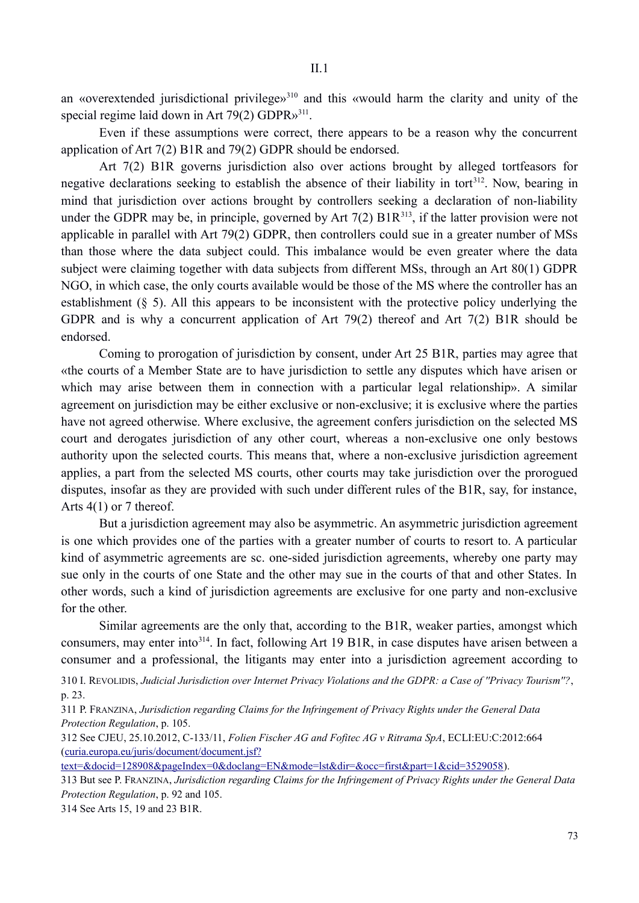an «overextended jurisdictional privilege»[310] and this «would harm the clarity and unity of the special regime laid down in Art 79(2) GDPR»[311].

Even if these assumptions were correct, there appears to be a reason why the concurrent application of Art 7(2) B1R and 79(2) GDPR should be endorsed.

Art 7(2) B1R governs jurisdiction also over actions brought by alleged tortfeasors for negative declarations seeking to establish the absence of their liability in tort[312]. Now, bearing in mind that jurisdiction over actions brought by controllers seeking a declaration of non-liability under the GDPR may be, in principle, governed by Art 7(2) B1R[313], if the latter provision were not applicable in parallel with Art 79(2) GDPR, then controllers could sue in a greater number of MSs than those where the data subject could. This imbalance would be even greater where the data subject were claiming together with data subjects from different MSs, through an Art 80(1) GDPR NGO, in which case, the only courts available would be those of the MS where the controller has an establishment (§ 5). All this appears to be inconsistent with the protective policy underlying the GDPR and is why a concurrent application of Art 79(2) thereof and Art 7(2) B1R should be endorsed.

Coming to prorogation of jurisdiction by consent, under Art 25 B1R, parties may agree that «the courts of a Member State are to have jurisdiction to settle any disputes which have arisen or which may arise between them in connection with a particular legal relationship». A similar agreement on jurisdiction may be either exclusive or non-exclusive; it is exclusive where the parties have not agreed otherwise. Where exclusive, the agreement confers jurisdiction on the selected MS court and derogates jurisdiction of any other court, whereas a non-exclusive one only bestows authority upon the selected courts. This means that, where a non-exclusive jurisdiction agreement applies, a part from the selected MS courts, other courts may take jurisdiction over the prorogued disputes, insofar as they are provided with such under different rules of the B1R, say, for instance, Arts 4(1) or 7 thereof.

But a jurisdiction agreement may also be asymmetric. An asymmetric jurisdiction agreement is one which provides one of the parties with a greater number of courts to resort to. A particular kind of asymmetric agreements are sc. one-sided jurisdiction agreements, whereby one party may sue only in the courts of one State and the other may sue in the courts of that and other States. In other words, such a kind of jurisdiction agreements are exclusive for one party and non-exclusive for the other.

Similar agreements are the only that, according to the B1R, weaker parties, amongst which consumers, may enter into[314]. In fact, following Art 19 B1R, in case disputes have arisen between a consumer and a professional, the litigants may enter into a jurisdiction agreement according to

310 I. Revolidis, *Judicial Jurisdiction over Internet Privacy Violations and the GDPR: a Case of "Privacy Tourism"?*, p. 23.

311 P. Franzina, *Jurisdiction regarding Claims for the Infringement of Privacy Rights under the General Data Protection Regulation*, p. 105.

312 See CJEU, 25.10.2012, C-133/11, *Folien Fischer AG and Fofitec AG v Ritrama SpA*, ECLI:EU:C:2012:664 (curia.europa.eu/juris/document/document.jsf?text=&docid=128908&pageIndex=0&doclang=EN&mode=lst&dir=&occ=first&part=1&cid=3529058).

313 But see P. Franzina, *Jurisdiction regarding Claims for the Infringement of Privacy Rights under the General Data Protection Regulation*, p. 92 and 105.

314 See Arts 15, 19 and 23 B1R.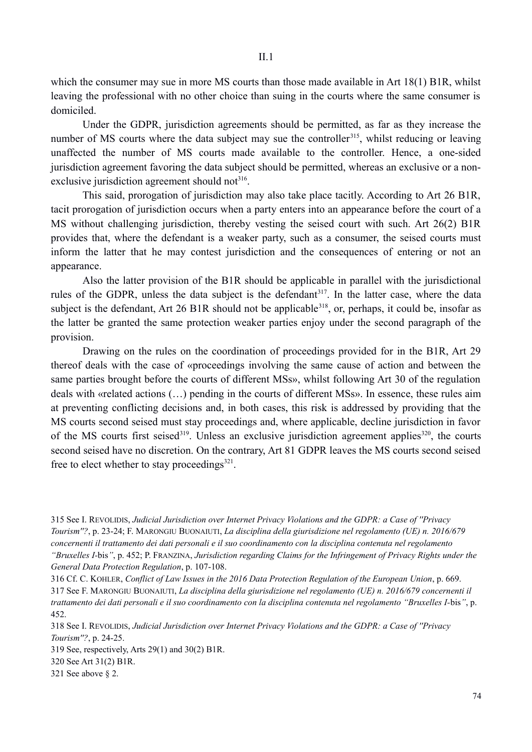which the consumer may sue in more MS courts than those made available in Art 18(1) B1R, whilst leaving the professional with no other choice than suing in the courts where the same consumer is domiciled.

Under the GDPR, jurisdiction agreements should be permitted, as far as they increase the number of MS courts where the data subject may sue the controller[315], whilst reducing or leaving unaffected the number of MS courts made available to the controller. Hence, a one-sided jurisdiction agreement favoring the data subject should be permitted, whereas an exclusive or a non-exclusive jurisdiction agreement should not[316].

This said, prorogation of jurisdiction may also take place tacitly. According to Art 26 B1R, tacit prorogation of jurisdiction occurs when a party enters into an appearance before the court of a MS without challenging jurisdiction, thereby vesting the seised court with such. Art 26(2) B1R provides that, where the defendant is a weaker party, such as a consumer, the seised courts must inform the latter that he may contest jurisdiction and the consequences of entering or not an appearance.

Also the latter provision of the B1R should be applicable in parallel with the jurisdictional rules of the GDPR, unless the data subject is the defendant[317]. In the latter case, where the data subject is the defendant, Art 26 B1R should not be applicable[318], or, perhaps, it could be, insofar as the latter be granted the same protection weaker parties enjoy under the second paragraph of the provision.

Drawing on the rules on the coordination of proceedings provided for in the B1R, Art 29 thereof deals with the case of «proceedings involving the same cause of action and between the same parties brought before the courts of different MSs», whilst following Art 30 of the regulation deals with «related actions (…) pending in the courts of different MSs». In essence, these rules aim at preventing conflicting decisions and, in both cases, this risk is addressed by providing that the MS courts second seised must stay proceedings and, where applicable, decline jurisdiction in favor of the MS courts first seised[319]. Unless an exclusive jurisdiction agreement applies[320], the courts second seised have no discretion. On the contrary, Art 81 GDPR leaves the MS courts second seised free to elect whether to stay proceedings[321].

---

315 See I. Revolidis, *Judicial Jurisdiction over Internet Privacy Violations and the GDPR: a Case of "Privacy Tourism"?*, p. 23-24; F. Marongiu Buonaiuti, *La disciplina della giurisdizione nel regolamento (UE) n. 2016/679 concernenti il trattamento dei dati personali e il suo coordinamento con la disciplina contenuta nel regolamento "Bruxelles I-bis"*, p. 452; P. Franzina, *Jurisdiction regarding Claims for the Infringement of Privacy Rights under the General Data Protection Regulation*, p. 107-108.

316 Cf. C. Kohler, *Conflict of Law Issues in the 2016 Data Protection Regulation of the European Union*, p. 669.

317 See F. Marongiu Buonaiuti, *La disciplina della giurisdizione nel regolamento (UE) n. 2016/679 concernenti il trattamento dei dati personali e il suo coordinamento con la disciplina contenuta nel regolamento "Bruxelles I-bis"*, p. 452.

318 See I. Revolidis, *Judicial Jurisdiction over Internet Privacy Violations and the GDPR: a Case of "Privacy Tourism"?*, p. 24-25.

319 See, respectively, Arts 29(1) and 30(2) B1R.

320 See Art 31(2) B1R.

321 See above § 2.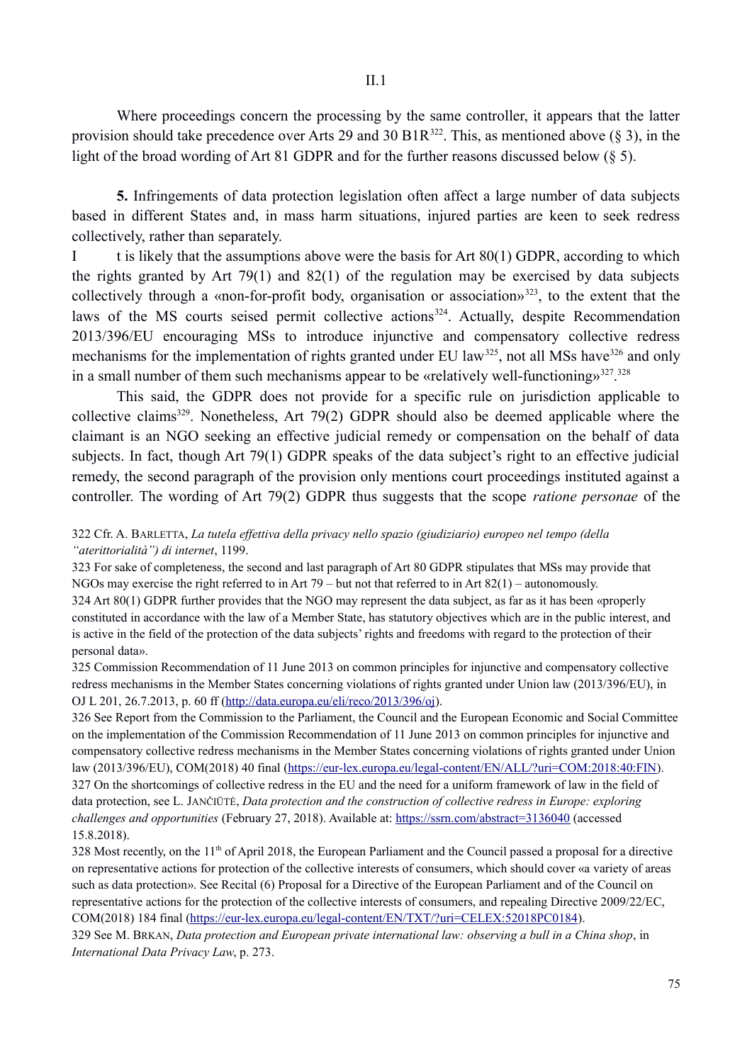Where proceedings concern the processing by the same controller, it appears that the latter provision should take precedence over Arts 29 and 30 B1R[322]. This, as mentioned above (§ 3), in the light of the broad wording of Art 81 GDPR and for the further reasons discussed below (§ 5).

**5.** Infringements of data protection legislation often affect a large number of data subjects based in different States and, in mass harm situations, injured parties are keen to seek redress collectively, rather than separately.

It is likely that the assumptions above were the basis for Art 80(1) GDPR, according to which the rights granted by Art 79(1) and 82(1) of the regulation may be exercised by data subjects collectively through a «non-for-profit body, organisation or association»[323], to the extent that the laws of the MS courts seised permit collective actions[324]. Actually, despite Recommendation 2013/396/EU encouraging MSs to introduce injunctive and compensatory collective redress mechanisms for the implementation of rights granted under EU law[325], not all MSs have[326] and only in a small number of them such mechanisms appear to be «relatively well-functioning»[327].[328]

This said, the GDPR does not provide for a specific rule on jurisdiction applicable to collective claims[329]. Nonetheless, Art 79(2) GDPR should also be deemed applicable where the claimant is an NGO seeking an effective judicial remedy or compensation on the behalf of data subjects. In fact, though Art 79(1) GDPR speaks of the data subject's right to an effective judicial remedy, the second paragraph of the provision only mentions court proceedings instituted against a controller. The wording of Art 79(2) GDPR thus suggests that the scope *ratione personae* of the

322 Cfr. A. BARLETTA, *La tutela effettiva della privacy nello spazio (giudiziario) europeo nel tempo (della "aterittorialità") di internet*, 1199.

323 For sake of completeness, the second and last paragraph of Art 80 GDPR stipulates that MSs may provide that NGOs may exercise the right referred to in Art 79 – but not that referred to in Art 82(1) – autonomously.

324 Art 80(1) GDPR further provides that the NGO may represent the data subject, as far as it has been «properly constituted in accordance with the law of a Member State, has statutory objectives which are in the public interest, and is active in the field of the protection of the data subjects' rights and freedoms with regard to the protection of their personal data».

325 Commission Recommendation of 11 June 2013 on common principles for injunctive and compensatory collective redress mechanisms in the Member States concerning violations of rights granted under Union law (2013/396/EU), in OJ L 201, 26.7.2013, p. 60 ff (http://data.europa.eu/eli/reco/2013/396/oj).

326 See Report from the Commission to the Parliament, the Council and the European Economic and Social Committee on the implementation of the Commission Recommendation of 11 June 2013 on common principles for injunctive and compensatory collective redress mechanisms in the Member States concerning violations of rights granted under Union law (2013/396/EU), COM(2018) 40 final (https://eur-lex.europa.eu/legal-content/EN/ALL/?uri=COM:2018:40:FIN).

327 On the shortcomings of collective redress in the EU and the need for a uniform framework of law in the field of data protection, see L. JANČIŪTĖ, *Data protection and the construction of collective redress in Europe: exploring challenges and opportunities* (February 27, 2018). Available at: https://ssrn.com/abstract=3136040 (accessed 15.8.2018).

328 Most recently, on the 11th of April 2018, the European Parliament and the Council passed a proposal for a directive on representative actions for protection of the collective interests of consumers, which should cover «a variety of areas such as data protection». See Recital (6) Proposal for a Directive of the European Parliament and of the Council on representative actions for the protection of the collective interests of consumers, and repealing Directive 2009/22/EC, COM(2018) 184 final (https://eur-lex.europa.eu/legal-content/EN/TXT/?uri=CELEX:52018PC0184).

329 See M. BRKAN, *Data protection and European private international law: observing a bull in a China shop*, in *International Data Privacy Law*, p. 273.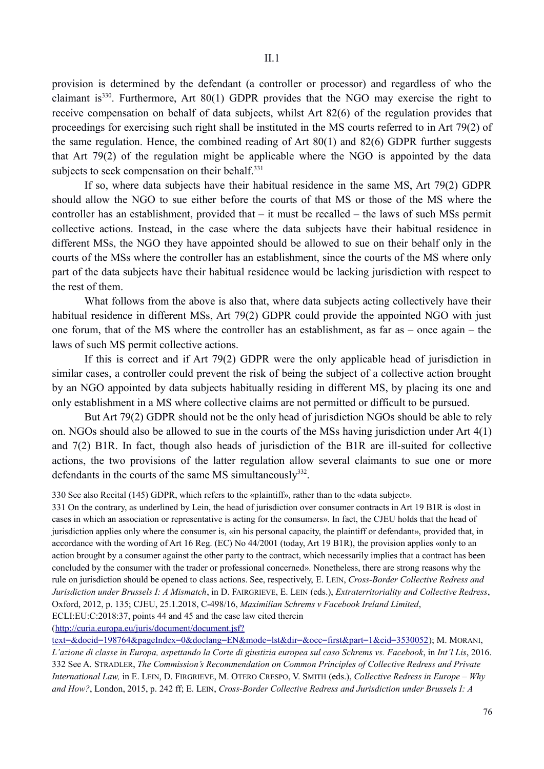provision is determined by the defendant (a controller or processor) and regardless of who the claimant is[330]. Furthermore, Art 80(1) GDPR provides that the NGO may exercise the right to receive compensation on behalf of data subjects, whilst Art 82(6) of the regulation provides that proceedings for exercising such right shall be instituted in the MS courts referred to in Art 79(2) of the same regulation. Hence, the combined reading of Art 80(1) and 82(6) GDPR further suggests that Art 79(2) of the regulation might be applicable where the NGO is appointed by the data subjects to seek compensation on their behalf.[331]

If so, where data subjects have their habitual residence in the same MS, Art 79(2) GDPR should allow the NGO to sue either before the courts of that MS or those of the MS where the controller has an establishment, provided that – it must be recalled – the laws of such MSs permit collective actions. Instead, in the case where the data subjects have their habitual residence in different MSs, the NGO they have appointed should be allowed to sue on their behalf only in the courts of the MSs where the controller has an establishment, since the courts of the MS where only part of the data subjects have their habitual residence would be lacking jurisdiction with respect to the rest of them.

What follows from the above is also that, where data subjects acting collectively have their habitual residence in different MSs, Art 79(2) GDPR could provide the appointed NGO with just one forum, that of the MS where the controller has an establishment, as far as – once again – the laws of such MS permit collective actions.

If this is correct and if Art 79(2) GDPR were the only applicable head of jurisdiction in similar cases, a controller could prevent the risk of being the subject of a collective action brought by an NGO appointed by data subjects habitually residing in different MS, by placing its one and only establishment in a MS where collective claims are not permitted or difficult to be pursued.

But Art 79(2) GDPR should not be the only head of jurisdiction NGOs should be able to rely on. NGOs should also be allowed to sue in the courts of the MSs having jurisdiction under Art 4(1) and 7(2) B1R. In fact, though also heads of jurisdiction of the B1R are ill-suited for collective actions, the two provisions of the latter regulation allow several claimants to sue one or more defendants in the courts of the same MS simultaneously[332].

330 See also Recital (145) GDPR, which refers to the «plaintiff», rather than to the «data subject».

331 On the contrary, as underlined by Lein, the head of jurisdiction over consumer contracts in Art 19 B1R is «lost in cases in which an association or representative is acting for the consumers». In fact, the CJEU holds that the head of jurisdiction applies only where the consumer is, «in his personal capacity, the plaintiff or defendant», provided that, in accordance with the wording of Art 16 Reg. (EC) No 44/2001 (today, Art 19 B1R), the provision applies «only to an action brought by a consumer against the other party to the contract, which necessarily implies that a contract has been concluded by the consumer with the trader or professional concerned». Nonetheless, there are strong reasons why the rule on jurisdiction should be opened to class actions. See, respectively, E. LEIN, *Cross-Border Collective Redress and Jurisdiction under Brussels I: A Mismatch*, in D. FAIRGRIEVE, E. LEIN (eds.), *Extraterritoriality and Collective Redress*, Oxford, 2012, p. 135; CJEU, 25.1.2018, C-498/16, *Maximilian Schrems v Facebook Ireland Limited*, ECLI:EU:C:2018:37, points 44 and 45 and the case law cited therein (http://curia.europa.eu/juris/document/document.jsf?text=&docid=198764&pageIndex=0&doclang=EN&mode=lst&dir=&occ=first&part=1&cid=3530052); M. MORANI, *L'azione di classe in Europa, aspettando la Corte di giustizia europea sul caso Schrems vs. Facebook*, in *Int'l Lis*, 2016.

332 See A. STRADLER, *The Commission's Recommendation on Common Principles of Collective Redress and Private International Law,* in E. LEIN, D. FIRGRIEVE, M. OTERO CRESPO, V. SMITH (eds.), *Collective Redress in Europe – Why and How?*, London, 2015, p. 242 ff; E. LEIN, *Cross-Border Collective Redress and Jurisdiction under Brussels I: A*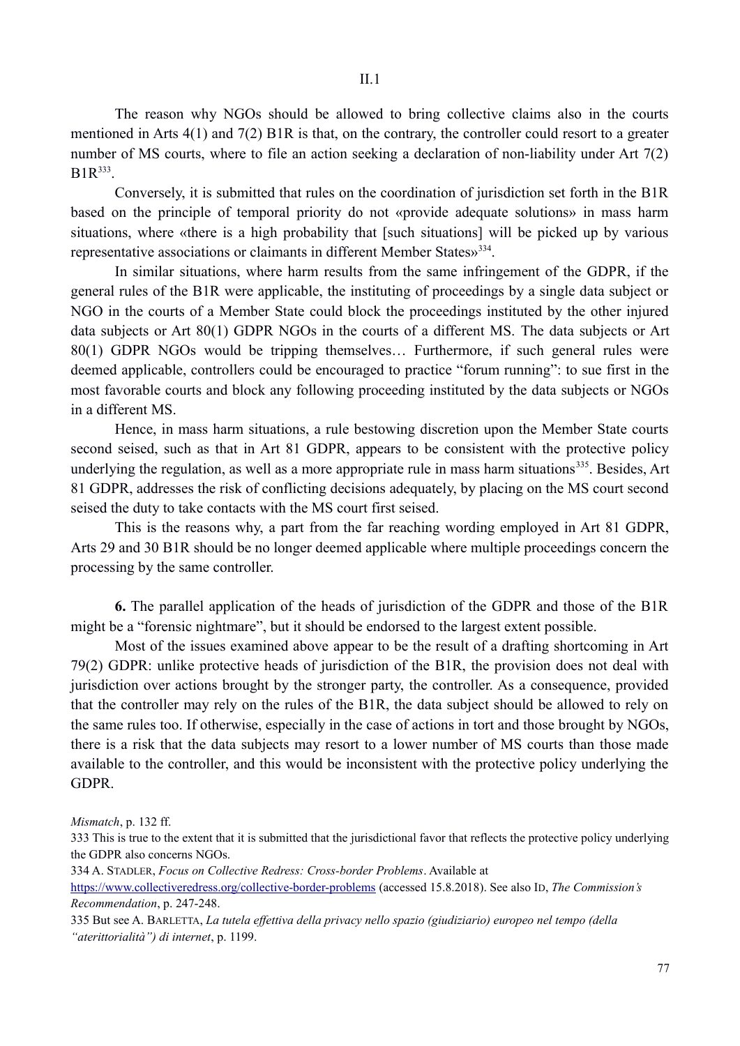The reason why NGOs should be allowed to bring collective claims also in the courts mentioned in Arts 4(1) and 7(2) B1R is that, on the contrary, the controller could resort to a greater number of MS courts, where to file an action seeking a declaration of non-liability under Art 7(2) B1R[333].

Conversely, it is submitted that rules on the coordination of jurisdiction set forth in the B1R based on the principle of temporal priority do not «provide adequate solutions» in mass harm situations, where «there is a high probability that [such situations] will be picked up by various representative associations or claimants in different Member States»[334].

In similar situations, where harm results from the same infringement of the GDPR, if the general rules of the B1R were applicable, the instituting of proceedings by a single data subject or NGO in the courts of a Member State could block the proceedings instituted by the other injured data subjects or Art 80(1) GDPR NGOs in the courts of a different MS. The data subjects or Art 80(1) GDPR NGOs would be tripping themselves… Furthermore, if such general rules were deemed applicable, controllers could be encouraged to practice "forum running": to sue first in the most favorable courts and block any following proceeding instituted by the data subjects or NGOs in a different MS.

Hence, in mass harm situations, a rule bestowing discretion upon the Member State courts second seised, such as that in Art 81 GDPR, appears to be consistent with the protective policy underlying the regulation, as well as a more appropriate rule in mass harm situations[335]. Besides, Art 81 GDPR, addresses the risk of conflicting decisions adequately, by placing on the MS court second seised the duty to take contacts with the MS court first seised.

This is the reasons why, a part from the far reaching wording employed in Art 81 GDPR, Arts 29 and 30 B1R should be no longer deemed applicable where multiple proceedings concern the processing by the same controller.

**6.** The parallel application of the heads of jurisdiction of the GDPR and those of the B1R might be a "forensic nightmare", but it should be endorsed to the largest extent possible.

Most of the issues examined above appear to be the result of a drafting shortcoming in Art 79(2) GDPR: unlike protective heads of jurisdiction of the B1R, the provision does not deal with jurisdiction over actions brought by the stronger party, the controller. As a consequence, provided that the controller may rely on the rules of the B1R, the data subject should be allowed to rely on the same rules too. If otherwise, especially in the case of actions in tort and those brought by NGOs, there is a risk that the data subjects may resort to a lower number of MS courts than those made available to the controller, and this would be inconsistent with the protective policy underlying the GDPR.

---

*Mismatch*, p. 132 ff.

333 This is true to the extent that it is submitted that the jurisdictional favor that reflects the protective policy underlying the GDPR also concerns NGOs.

334 A. STADLER, *Focus on Collective Redress: Cross-border Problems*. Available at https://www.collectiveredress.org/collective-border-problems (accessed 15.8.2018). See also ID, *The Commission's Recommendation*, p. 247-248.

335 But see A. BARLETTA, *La tutela effettiva della privacy nello spazio (giudiziario) europeo nel tempo (della "aterittorialità") di internet*, p. 1199.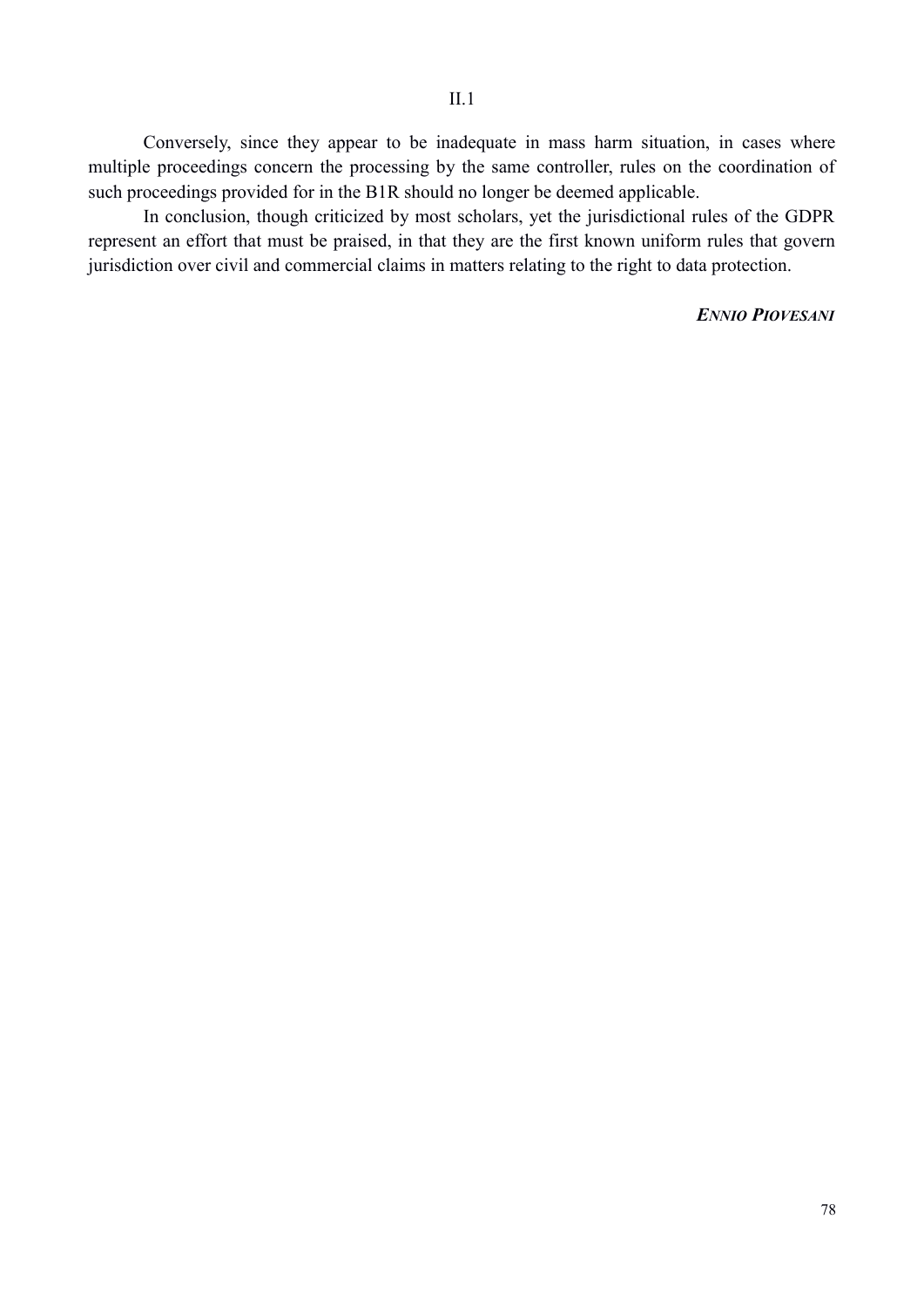Conversely, since they appear to be inadequate in mass harm situation, in cases where multiple proceedings concern the processing by the same controller, rules on the coordination of such proceedings provided for in the B1R should no longer be deemed applicable.

In conclusion, though criticized by most scholars, yet the jurisdictional rules of the GDPR represent an effort that must be praised, in that they are the first known uniform rules that govern jurisdiction over civil and commercial claims in matters relating to the right to data protection.

***Ennio Piovesani***